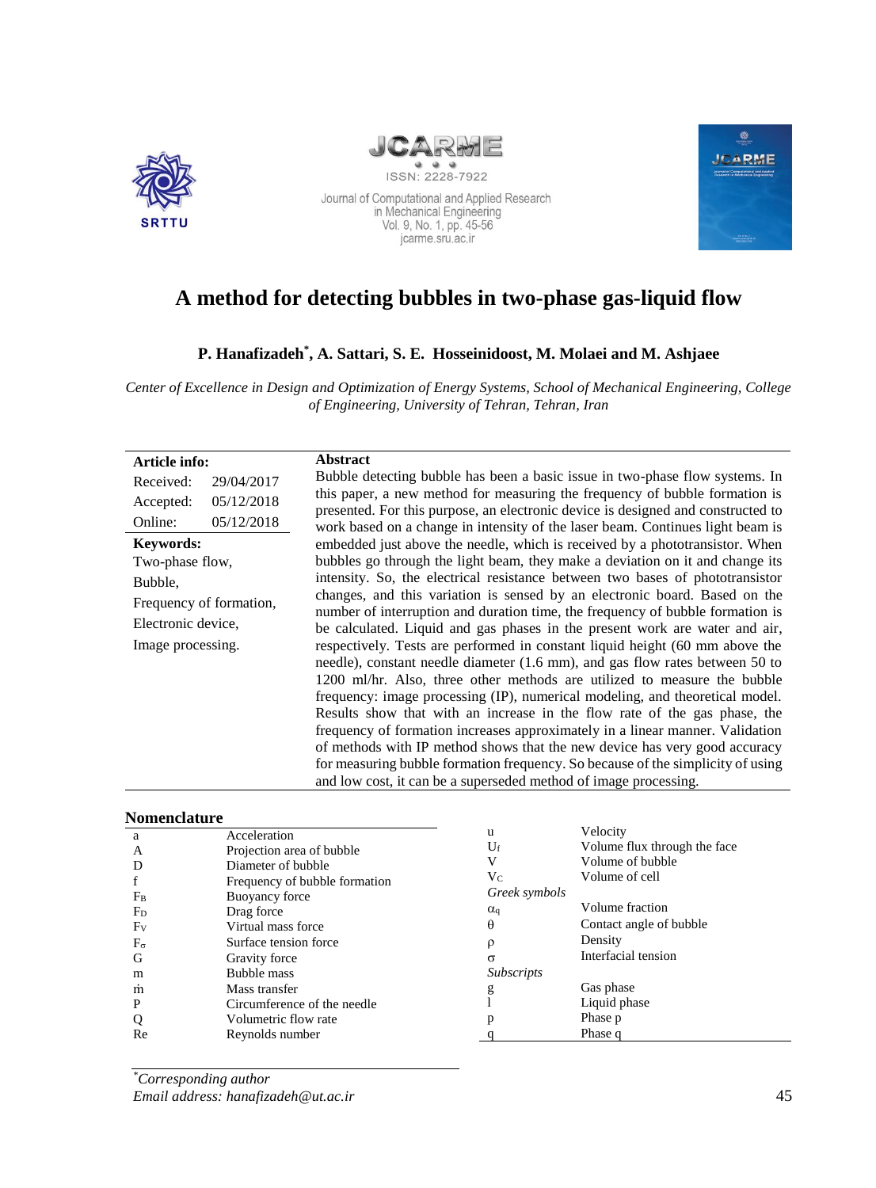# A method for detecting bubbles in two-phase gas-liquid flow

**P. Hanafizadeh*, A. Sattari, S. E. Hosseinidoost, M. Molaei and M. Ashjaee**

*Center of Excellence in Design and Optimization of Energy Systems, School of Mechanical Engineering, College of Engineering, University of Tehran, Tehran, Iran*

**Article info:**

| | |
|---|---|
| Received: | 29/04/2017 |
| Accepted: | 05/12/2018 |
| Online: | 05/12/2018 |

**Keywords:**

Two-phase flow,
Bubble,
Frequency of formation,
Electronic device,
Image processing.

**Abstract**

Bubble detecting bubble has been a basic issue in two-phase flow systems. In this paper, a new method for measuring the frequency of bubble formation is presented. For this purpose, an electronic device is designed and constructed to work based on a change in intensity of the laser beam. Continues light beam is embedded just above the needle, which is received by a phototransistor. When bubbles go through the light beam, they make a deviation on it and change its intensity. So, the electrical resistance between two bases of phototransistor changes, and this variation is sensed by an electronic board. Based on the number of interruption and duration time, the frequency of bubble formation is be calculated. Liquid and gas phases in the present work are water and air, respectively. Tests are performed in constant liquid height (60 mm above the needle), constant needle diameter (1.6 mm), and gas flow rates between 50 to 1200 ml/hr. Also, three other methods are utilized to measure the bubble frequency: image processing (IP), numerical modeling, and theoretical model. Results show that with an increase in the flow rate of the gas phase, the frequency of formation increases approximately in a linear manner. Validation of methods with IP method shows that the new device has very good accuracy for measuring bubble formation frequency. So because of the simplicity of using and low cost, it can be a superseded method of image processing.

## Nomenclature

| | |
|---|---|
| a | Acceleration |
| A | Projection area of bubble |
| D | Diameter of bubble |
| f | Frequency of bubble formation |
| $F_B$ | Buoyancy force |
| $F_D$ | Drag force |
| $F_V$ | Virtual mass force |
| $F_\sigma$ | Surface tension force |
| G | Gravity force |
| m | Bubble mass |
| $\dot{m}$ | Mass transfer |
| P | Circumference of the needle |
| Q | Volumetric flow rate |
| Re | Reynolds number |
| u | Velocity |
| $U_f$ | Volume flux through the face |
| V | Volume of bubble |
| $V_C$ | Volume of cell |
| *Greek symbols* | |
| $\alpha_q$ | Volume fraction |
| $\theta$ | Contact angle of bubble |
| $\rho$ | Density |
| $\sigma$ | Interfacial tension |
| *Subscripts* | |
| g | Gas phase |
| l | Liquid phase |
| p | Phase p |
| q | Phase q |

*Corresponding author
*Email address: hanafizadeh@ut.ac.ir*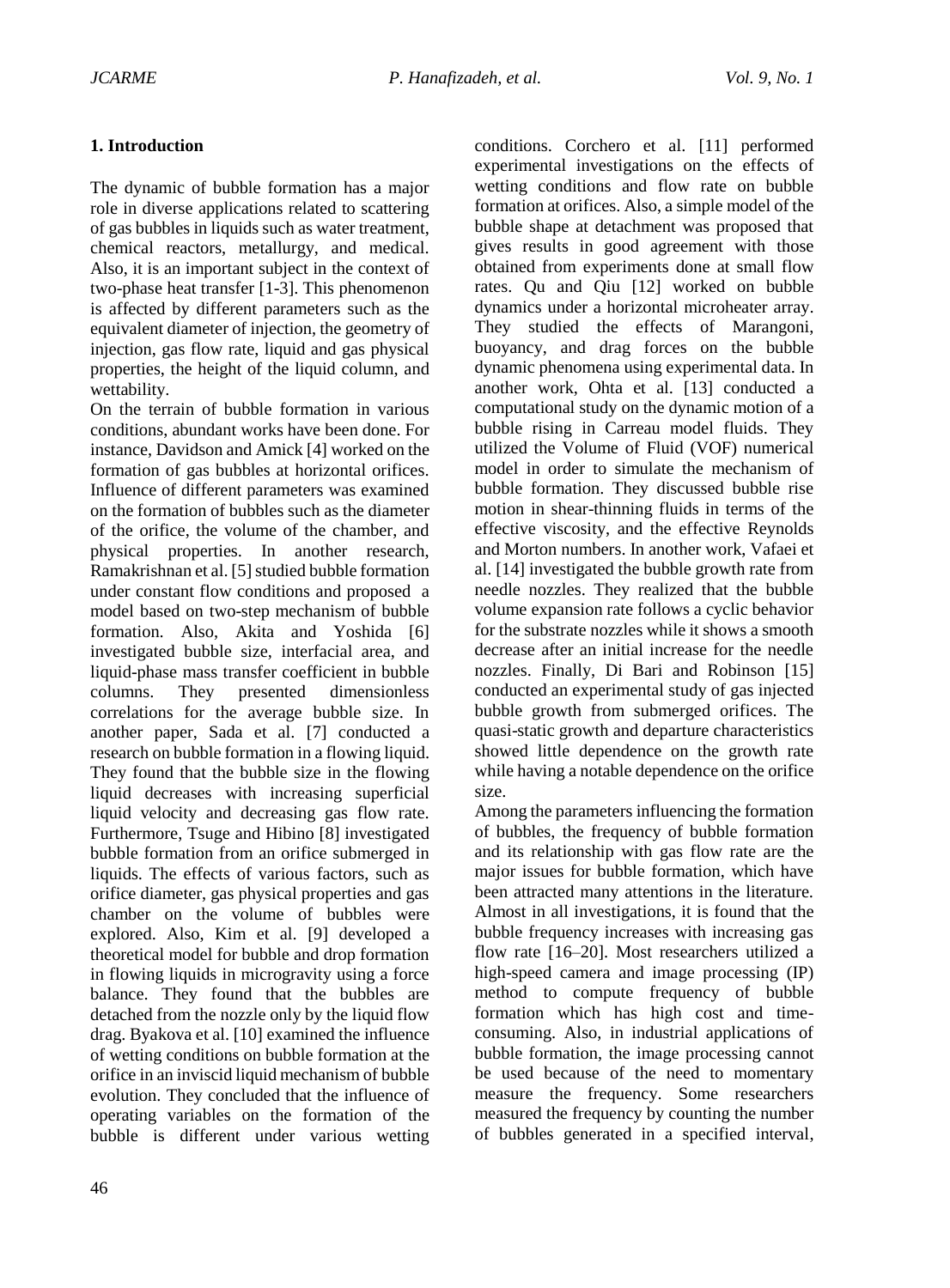## 1. Introduction

The dynamic of bubble formation has a major role in diverse applications related to scattering of gas bubbles in liquids such as water treatment, chemical reactors, metallurgy, and medical. Also, it is an important subject in the context of two-phase heat transfer [1-3]. This phenomenon is affected by different parameters such as the equivalent diameter of injection, the geometry of injection, gas flow rate, liquid and gas physical properties, the height of the liquid column, and wettability.

On the terrain of bubble formation in various conditions, abundant works have been done. For instance, Davidson and Amick [4] worked on the formation of gas bubbles at horizontal orifices. Influence of different parameters was examined on the formation of bubbles such as the diameter of the orifice, the volume of the chamber, and physical properties. In another research, Ramakrishnan et al. [5] studied bubble formation under constant flow conditions and proposed a model based on two-step mechanism of bubble formation. Also, Akita and Yoshida [6] investigated bubble size, interfacial area, and liquid-phase mass transfer coefficient in bubble columns. They presented dimensionless correlations for the average bubble size. In another paper, Sada et al. [7] conducted a research on bubble formation in a flowing liquid. They found that the bubble size in the flowing liquid decreases with increasing superficial liquid velocity and decreasing gas flow rate. Furthermore, Tsuge and Hibino [8] investigated bubble formation from an orifice submerged in liquids. The effects of various factors, such as orifice diameter, gas physical properties and gas chamber on the volume of bubbles were explored. Also, Kim et al. [9] developed a theoretical model for bubble and drop formation in flowing liquids in microgravity using a force balance. They found that the bubbles are detached from the nozzle only by the liquid flow drag. Byakova et al. [10] examined the influence of wetting conditions on bubble formation at the orifice in an inviscid liquid mechanism of bubble evolution. They concluded that the influence of operating variables on the formation of the bubble is different under various wetting conditions. Corchero et al. [11] performed experimental investigations on the effects of wetting conditions and flow rate on bubble formation at orifices. Also, a simple model of the bubble shape at detachment was proposed that gives results in good agreement with those obtained from experiments done at small flow rates. Qu and Qiu [12] worked on bubble dynamics under a horizontal microheater array. They studied the effects of Marangoni, buoyancy, and drag forces on the bubble dynamic phenomena using experimental data. In another work, Ohta et al. [13] conducted a computational study on the dynamic motion of a bubble rising in Carreau model fluids. They utilized the Volume of Fluid (VOF) numerical model in order to simulate the mechanism of bubble formation. They discussed bubble rise motion in shear-thinning fluids in terms of the effective viscosity, and the effective Reynolds and Morton numbers. In another work, Vafaei et al. [14] investigated the bubble growth rate from needle nozzles. They realized that the bubble volume expansion rate follows a cyclic behavior for the substrate nozzles while it shows a smooth decrease after an initial increase for the needle nozzles. Finally, Di Bari and Robinson [15] conducted an experimental study of gas injected bubble growth from submerged orifices. The quasi-static growth and departure characteristics showed little dependence on the growth rate while having a notable dependence on the orifice size.

Among the parameters influencing the formation of bubbles, the frequency of bubble formation and its relationship with gas flow rate are the major issues for bubble formation, which have been attracted many attentions in the literature. Almost in all investigations, it is found that the bubble frequency increases with increasing gas flow rate [16–20]. Most researchers utilized a high-speed camera and image processing (IP) method to compute frequency of bubble formation which has high cost and time-consuming. Also, in industrial applications of bubble formation, the image processing cannot be used because of the need to momentary measure the frequency. Some researchers measured the frequency by counting the number of bubbles generated in a specified interval,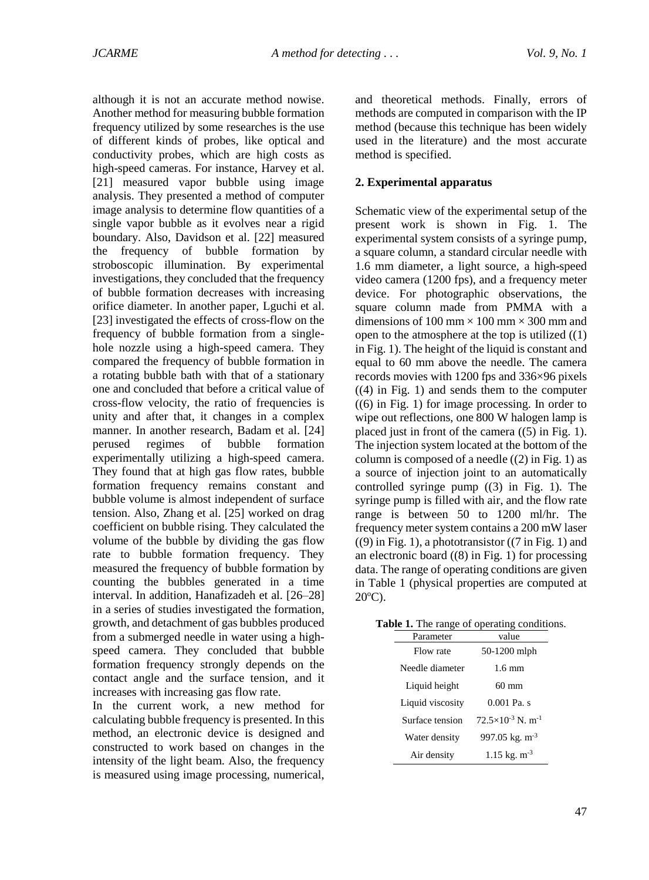although it is not an accurate method nowise. Another method for measuring bubble formation frequency utilized by some researches is the use of different kinds of probes, like optical and conductivity probes, which are high costs as high-speed cameras. For instance, Harvey et al. [21] measured vapor bubble using image analysis. They presented a method of computer image analysis to determine flow quantities of a single vapor bubble as it evolves near a rigid boundary. Also, Davidson et al. [22] measured the frequency of bubble formation by stroboscopic illumination. By experimental investigations, they concluded that the frequency of bubble formation decreases with increasing orifice diameter. In another paper, Lguchi et al. [23] investigated the effects of cross-flow on the frequency of bubble formation from a single-hole nozzle using a high-speed camera. They compared the frequency of bubble formation in a rotating bubble bath with that of a stationary one and concluded that before a critical value of cross-flow velocity, the ratio of frequencies is unity and after that, it changes in a complex manner. In another research, Badam et al. [24] perused regimes of bubble formation experimentally utilizing a high-speed camera. They found that at high gas flow rates, bubble formation frequency remains constant and bubble volume is almost independent of surface tension. Also, Zhang et al. [25] worked on drag coefficient on bubble rising. They calculated the volume of the bubble by dividing the gas flow rate to bubble formation frequency. They measured the frequency of bubble formation by counting the bubbles generated in a time interval. In addition, Hanafizadeh et al. [26–28] in a series of studies investigated the formation, growth, and detachment of gas bubbles produced from a submerged needle in water using a high-speed camera. They concluded that bubble formation frequency strongly depends on the contact angle and the surface tension, and it increases with increasing gas flow rate.

In the current work, a new method for calculating bubble frequency is presented. In this method, an electronic device is designed and constructed to work based on changes in the intensity of the light beam. Also, the frequency is measured using image processing, numerical, and theoretical methods. Finally, errors of methods are computed in comparison with the IP method (because this technique has been widely used in the literature) and the most accurate method is specified.

## 2. Experimental apparatus

Schematic view of the experimental setup of the present work is shown in Fig. 1. The experimental system consists of a syringe pump, a square column, a standard circular needle with 1.6 mm diameter, a light source, a high-speed video camera (1200 fps), and a frequency meter device. For photographic observations, the square column made from PMMA with a dimensions of 100 mm × 100 mm × 300 mm and open to the atmosphere at the top is utilized ((1) in Fig. 1). The height of the liquid is constant and equal to 60 mm above the needle. The camera records movies with 1200 fps and 336×96 pixels ((4) in Fig. 1) and sends them to the computer ((6) in Fig. 1) for image processing. In order to wipe out reflections, one 800 W halogen lamp is placed just in front of the camera ((5) in Fig. 1). The injection system located at the bottom of the column is composed of a needle ((2) in Fig. 1) as a source of injection joint to an automatically controlled syringe pump ((3) in Fig. 1). The syringe pump is filled with air, and the flow rate range is between 50 to 1200 ml/hr. The frequency meter system contains a 200 mW laser ((9) in Fig. 1), a phototransistor ((7 in Fig. 1) and an electronic board ((8) in Fig. 1) for processing data. The range of operating conditions are given in Table 1 (physical properties are computed at 20°C).

**Table 1.** The range of operating conditions.

| Parameter | value |
|---|---|
| Flow rate | 50-1200 mlph |
| Needle diameter | 1.6 mm |
| Liquid height | 60 mm |
| Liquid viscosity | 0.001 Pa. s |
| Surface tension | $72.5\times10^{-3}$ N. m$^{-1}$ |
| Water density | 997.05 kg. m$^{-3}$ |
| Air density | 1.15 kg. m$^{-3}$ |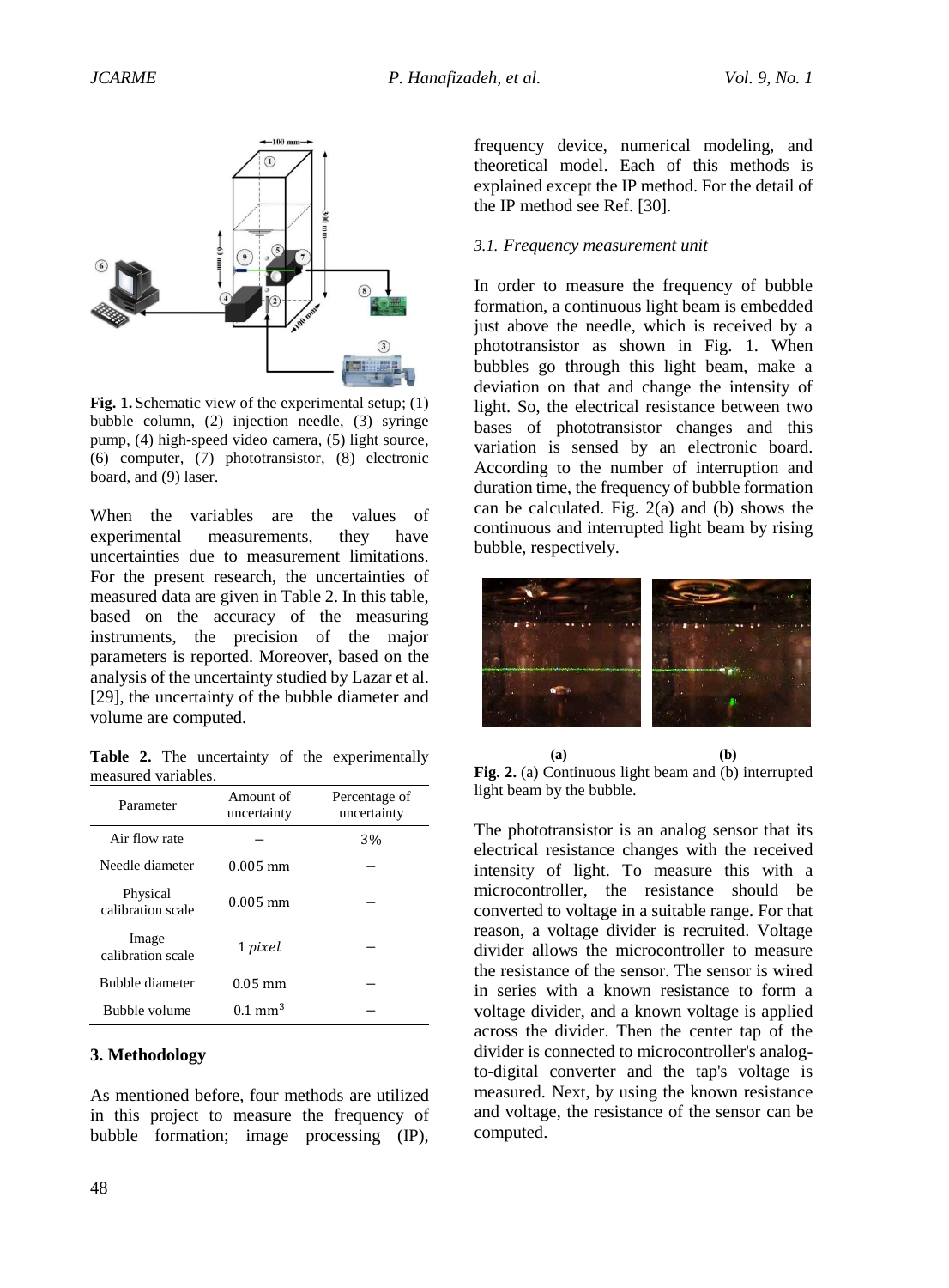Fig. 1. Schematic view of the experimental setup; (1) bubble column, (2) injection needle, (3) syringe pump, (4) high-speed video camera, (5) light source, (6) computer, (7) phototransistor, (8) electronic board, and (9) laser.

When the variables are the values of experimental measurements, they have uncertainties due to measurement limitations. For the present research, the uncertainties of measured data are given in Table 2. In this table, based on the accuracy of the measuring instruments, the precision of the major parameters is reported. Moreover, based on the analysis of the uncertainty studied by Lazar et al. [29], the uncertainty of the bubble diameter and volume are computed.

**Table 2.** The uncertainty of the experimentally measured variables.

| Parameter | Amount of uncertainty | Percentage of uncertainty |
|---|---|---|
| Air flow rate | – | 3% |
| Needle diameter | 0.005 mm | – |
| Physical calibration scale | 0.005 mm | – |
| Image calibration scale | 1 *pixel* | – |
| Bubble diameter | 0.05 mm | – |
| Bubble volume | 0.1 mm$^3$ | – |

## 3. Methodology

As mentioned before, four methods are utilized in this project to measure the frequency of bubble formation; image processing (IP), frequency device, numerical modeling, and theoretical model. Each of this methods is explained except the IP method. For the detail of the IP method see Ref. [30].

### *3.1. Frequency measurement unit*

In order to measure the frequency of bubble formation, a continuous light beam is embedded just above the needle, which is received by a phototransistor as shown in Fig. 1. When bubbles go through this light beam, make a deviation on that and change the intensity of light. So, the electrical resistance between two bases of phototransistor changes and this variation is sensed by an electronic board. According to the number of interruption and duration time, the frequency of bubble formation can be calculated. Fig. 2(a) and (b) shows the continuous and interrupted light beam by rising bubble, respectively.

(a) (b)

**Fig. 2.** (a) Continuous light beam and (b) interrupted light beam by the bubble.

The phototransistor is an analog sensor that its electrical resistance changes with the received intensity of light. To measure this with a microcontroller, the resistance should be converted to voltage in a suitable range. For that reason, a voltage divider is recruited. Voltage divider allows the microcontroller to measure the resistance of the sensor. The sensor is wired in series with a known resistance to form a voltage divider, and a known voltage is applied across the divider. Then the center tap of the divider is connected to microcontroller's analog-to-digital converter and the tap's voltage is measured. Next, by using the known resistance and voltage, the resistance of the sensor can be computed.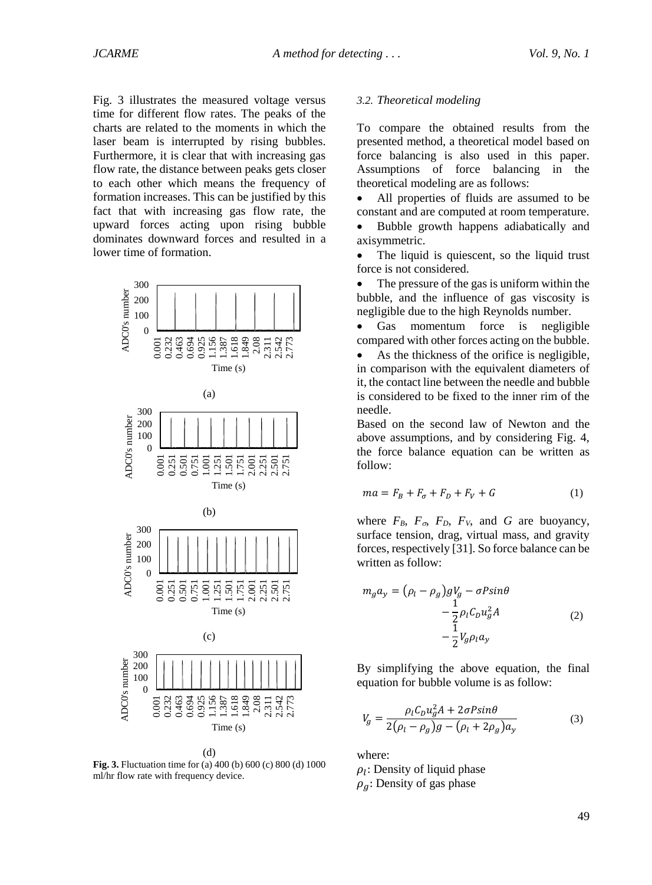Fig. 3 illustrates the measured voltage versus time for different flow rates. The peaks of the charts are related to the moments in which the laser beam is interrupted by rising bubbles. Furthermore, it is clear that with increasing gas flow rate, the distance between peaks gets closer to each other which means the frequency of formation increases. This can be justified by this fact that with increasing gas flow rate, the upward forces acting upon rising bubble dominates downward forces and resulted in a lower time of formation.

(a)

(b)

(c)

(d)

**Fig. 3.** Fluctuation time for (a) 400 (b) 600 (c) 800 (d) 1000 ml/hr flow rate with frequency device.

### *3.2. Theoretical modeling*

To compare the obtained results from the presented method, a theoretical model based on force balancing is also used in this paper. Assumptions of force balancing in the theoretical modeling are as follows:

- All properties of fluids are assumed to be constant and are computed at room temperature.
- Bubble growth happens adiabatically and axisymmetric.
- The liquid is quiescent, so the liquid trust force is not considered.
- The pressure of the gas is uniform within the bubble, and the influence of gas viscosity is negligible due to the high Reynolds number.
- Gas momentum force is negligible compared with other forces acting on the bubble.
- As the thickness of the orifice is negligible, in comparison with the equivalent diameters of it, the contact line between the needle and bubble is considered to be fixed to the inner rim of the needle.

Based on the second law of Newton and the above assumptions, and by considering Fig. 4, the force balance equation can be written as follow:

$$ma = F_B + F_\sigma + F_D + F_V + G \tag{1}$$

where $F_B$, $F_\sigma$, $F_D$, $F_V$, and $G$ are buoyancy, surface tension, drag, virtual mass, and gravity forces, respectively [31]. So force balance can be written as follow:

$$m_g a_y = (\rho_l - \rho_g) g V_g - \sigma P sin\theta - \frac{1}{2}\rho_l C_D u_g^2 A - \frac{1}{2} V_g \rho_l a_y \tag{2}$$

By simplifying the above equation, the final equation for bubble volume is as follow:

$$V_g = \frac{\rho_l C_D u_g^2 A + 2\sigma P sin\theta}{2(\rho_l - \rho_g)g - (\rho_l + 2\rho_g)a_y} \tag{3}$$

where:

$\rho_l$: Density of liquid phase

$\rho_g$: Density of gas phase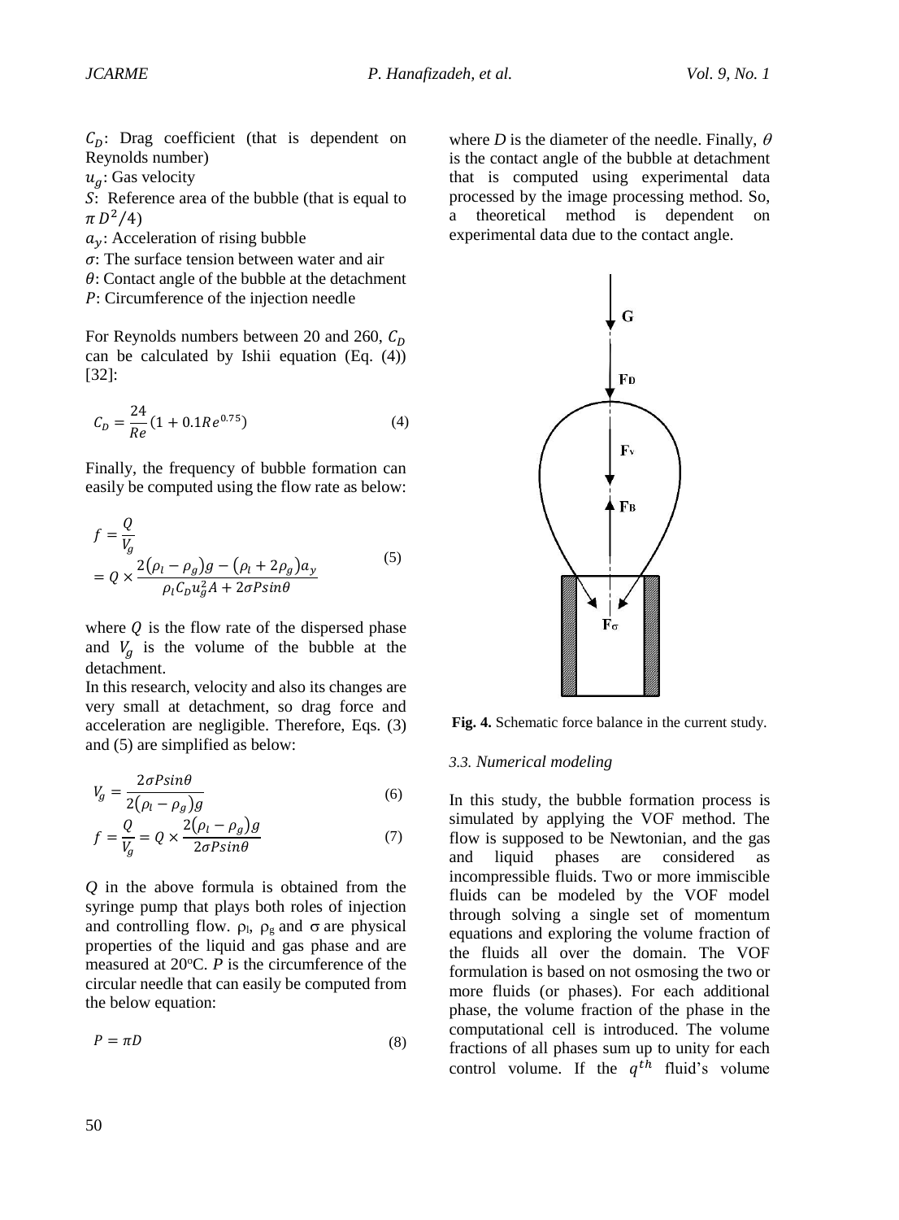$C_D$: Drag coefficient (that is dependent on Reynolds number)

$u_g$: Gas velocity

$S$: Reference area of the bubble (that is equal to $\pi D^2/4$)

$a_y$: Acceleration of rising bubble

$\sigma$: The surface tension between water and air

$\theta$: Contact angle of the bubble at the detachment

$P$: Circumference of the injection needle

For Reynolds numbers between 20 and 260, $C_D$ can be calculated by Ishii equation (Eq. (4)) [32]:

$$C_D = \frac{24}{Re}(1 + 0.1Re^{0.75}) \tag{4}$$

Finally, the frequency of bubble formation can easily be computed using the flow rate as below:

$$f = \frac{Q}{V_g} = Q \times \frac{2(\rho_l - \rho_g)g - (\rho_l + 2\rho_g)a_y}{\rho_l C_D u_g^2 A + 2\sigma P sin\theta} \tag{5}$$

where $Q$ is the flow rate of the dispersed phase and $V_g$ is the volume of the bubble at the detachment.

In this research, velocity and also its changes are very small at detachment, so drag force and acceleration are negligible. Therefore, Eqs. (3) and (5) are simplified as below:

$$V_g = \frac{2\sigma P sin\theta}{2(\rho_l - \rho_g)g} \tag{6}$$

$$f = \frac{Q}{V_g} = Q \times \frac{2(\rho_l - \rho_g)g}{2\sigma P sin\theta} \tag{7}$$

$Q$ in the above formula is obtained from the syringe pump that plays both roles of injection and controlling flow. $\rho_l$, $\rho_g$ and $\sigma$ are physical properties of the liquid and gas phase and are measured at 20°C. $P$ is the circumference of the circular needle that can easily be computed from the below equation:

$$P = \pi D \tag{8}$$

where $D$ is the diameter of the needle. Finally, $\theta$ is the contact angle of the bubble at detachment that is computed using experimental data processed by the image processing method. So, a theoretical method is dependent on experimental data due to the contact angle.

**Fig. 4.** Schematic force balance in the current study.

### 3.3. Numerical modeling

In this study, the bubble formation process is simulated by applying the VOF method. The flow is supposed to be Newtonian, and the gas and liquid phases are considered as incompressible fluids. Two or more immiscible fluids can be modeled by the VOF model through solving a single set of momentum equations and exploring the volume fraction of the fluids all over the domain. The VOF formulation is based on not osmosing the two or more fluids (or phases). For each additional phase, the volume fraction of the phase in the computational cell is introduced. The volume fractions of all phases sum up to unity for each control volume. If the $q^{th}$ fluid's volume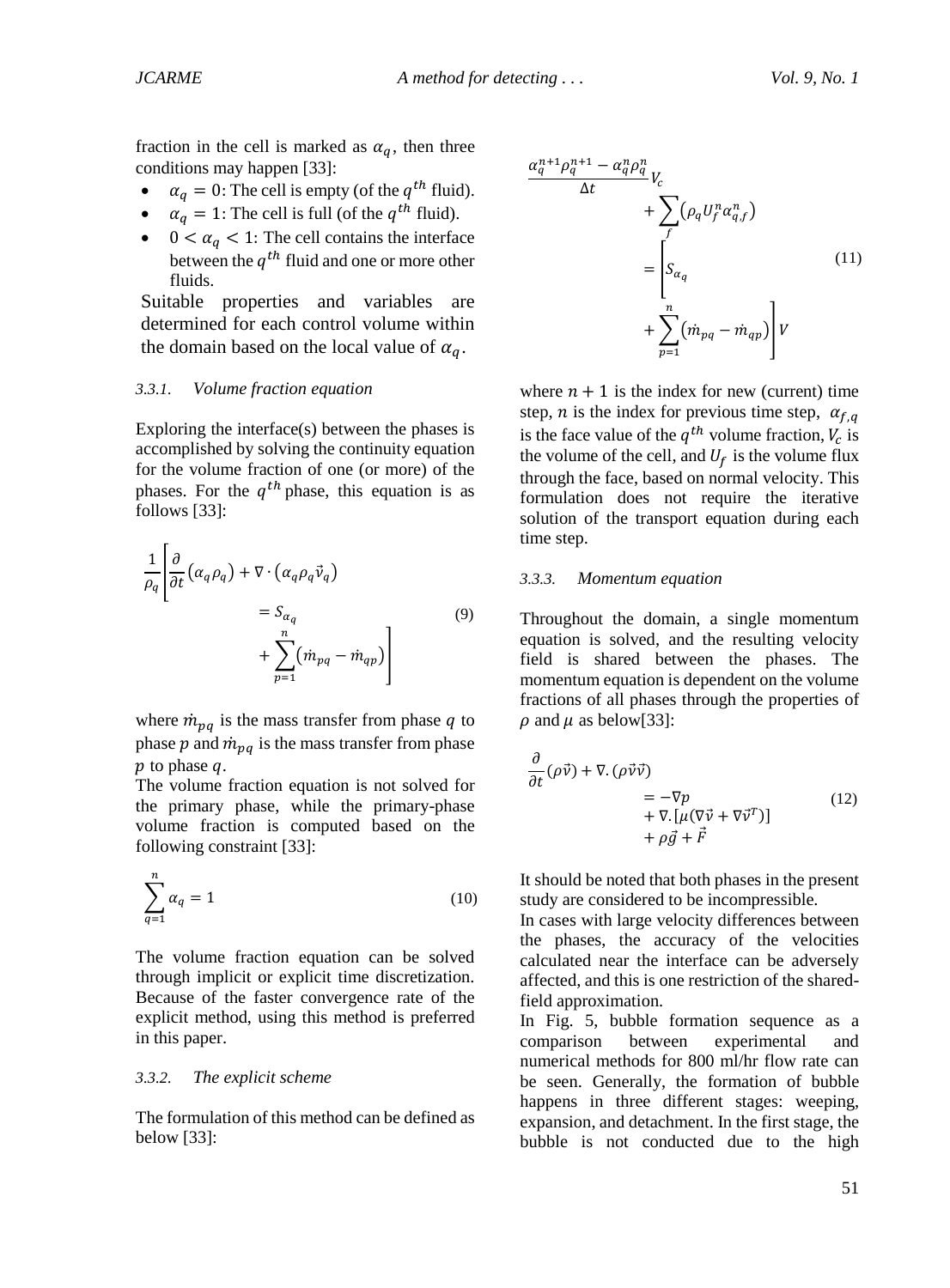fraction in the cell is marked as $\alpha_q$, then three conditions may happen [33]:

- $\alpha_q = 0$: The cell is empty (of the $q^{th}$ fluid).
- $\alpha_q = 1$: The cell is full (of the $q^{th}$ fluid).
- $0 < \alpha_q < 1$: The cell contains the interface between the $q^{th}$ fluid and one or more other fluids.

Suitable properties and variables are determined for each control volume within the domain based on the local value of $\alpha_q$.

#### *3.3.1. Volume fraction equation*

Exploring the interface(s) between the phases is accomplished by solving the continuity equation for the volume fraction of one (or more) of the phases. For the $q^{th}$ phase, this equation is as follows [33]:

$$\frac{1}{\rho_q}\left[\frac{\partial}{\partial t}\left(\alpha_q \rho_q\right) + \nabla \cdot \left(\alpha_q \rho_q \vec{v}_q\right) = S_{\alpha_q} + \sum_{p=1}^{n}\left(\dot{m}_{pq} - \dot{m}_{qp}\right)\right] \tag{9}$$

where $\dot{m}_{pq}$ is the mass transfer from phase $q$ to phase $p$ and $\dot{m}_{pq}$ is the mass transfer from phase $p$ to phase $q$.

The volume fraction equation is not solved for the primary phase, while the primary-phase volume fraction is computed based on the following constraint [33]:

$$\sum_{q=1}^{n} \alpha_q = 1 \tag{10}$$

The volume fraction equation can be solved through implicit or explicit time discretization. Because of the faster convergence rate of the explicit method, using this method is preferred in this paper.

#### *3.3.2. The explicit scheme*

The formulation of this method can be defined as below [33]:

$$\frac{\alpha_q^{n+1}\rho_q^{n+1} - \alpha_q^{n}\rho_q^{n}}{\Delta t} V_c + \sum_f \left(\rho_q U_f^n \alpha_{q,f}^n\right) = \left[S_{\alpha_q} + \sum_{p=1}^{n}\left(\dot{m}_{pq} - \dot{m}_{qp}\right)\right] V \tag{11}$$

where $n+1$ is the index for new (current) time step, $n$ is the index for previous time step, $\alpha_{f,q}$ is the face value of the $q^{th}$ volume fraction, $V_c$ is the volume of the cell, and $U_f$ is the volume flux through the face, based on normal velocity. This formulation does not require the iterative solution of the transport equation during each time step.

#### *3.3.3. Momentum equation*

Throughout the domain, a single momentum equation is solved, and the resulting velocity field is shared between the phases. The momentum equation is dependent on the volume fractions of all phases through the properties of $\rho$ and $\mu$ as below[33]:

$$\frac{\partial}{\partial t}(\rho \vec{v}) + \nabla.(\rho \vec{v}\vec{v}) = -\nabla p + \nabla.[\mu(\nabla \vec{v} + \nabla \vec{v}^T)] + \rho \vec{g} + \vec{F} \tag{12}$$

It should be noted that both phases in the present study are considered to be incompressible.

In cases with large velocity differences between the phases, the accuracy of the velocities calculated near the interface can be adversely affected, and this is one restriction of the shared-field approximation.

In Fig. 5, bubble formation sequence as a comparison between experimental and numerical methods for 800 ml/hr flow rate can be seen. Generally, the formation of bubble happens in three different stages: weeping, expansion, and detachment. In the first stage, the bubble is not conducted due to the high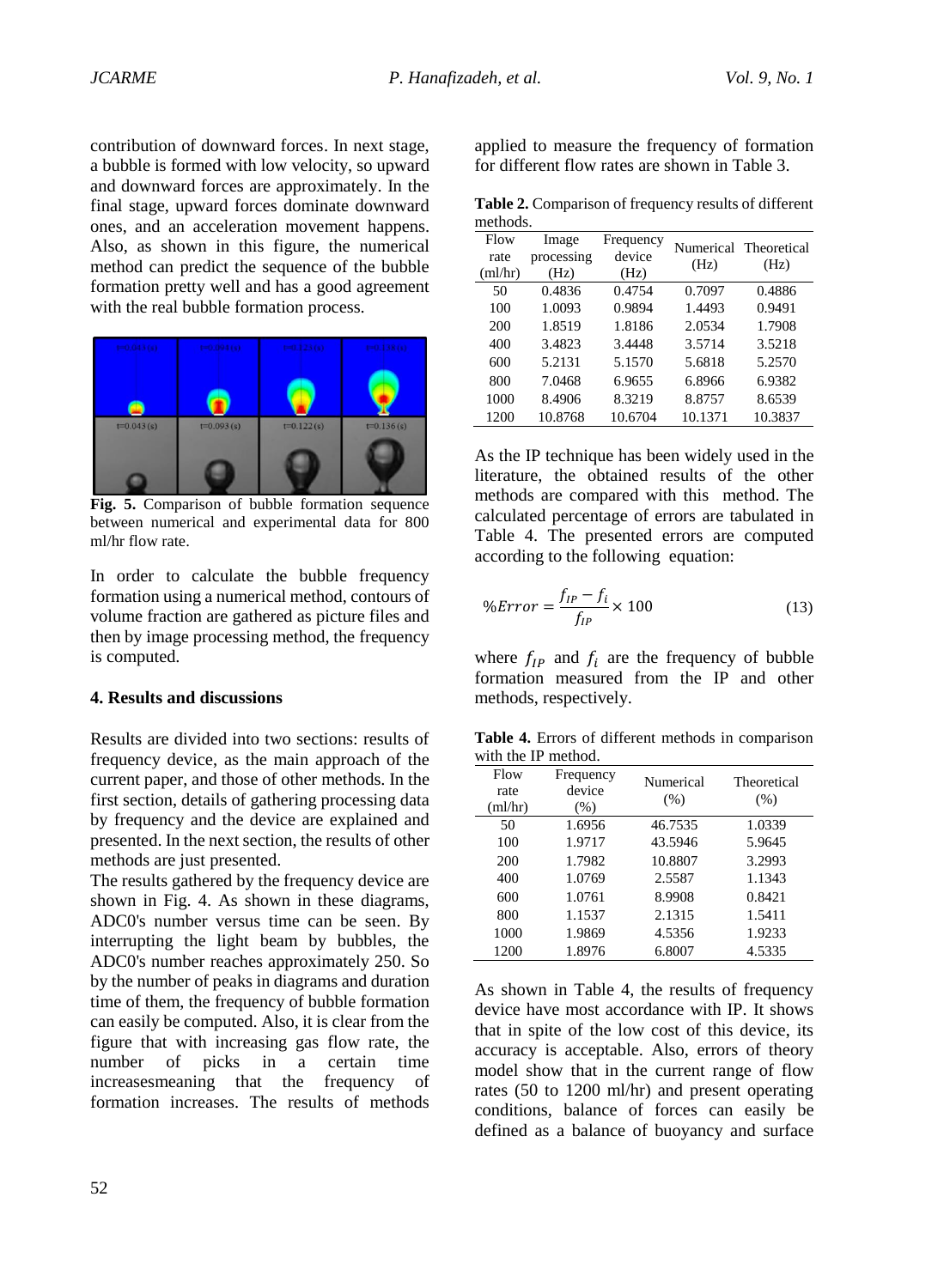contribution of downward forces. In next stage, a bubble is formed with low velocity, so upward and downward forces are approximately. In the final stage, upward forces dominate downward ones, and an acceleration movement happens. Also, as shown in this figure, the numerical method can predict the sequence of the bubble formation pretty well and has a good agreement with the real bubble formation process.

**Fig. 5.** Comparison of bubble formation sequence between numerical and experimental data for 800 ml/hr flow rate.

In order to calculate the bubble frequency formation using a numerical method, contours of volume fraction are gathered as picture files and then by image processing method, the frequency is computed.

#### 4. Results and discussions

Results are divided into two sections: results of frequency device, as the main approach of the current paper, and those of other methods. In the first section, details of gathering processing data by frequency and the device are explained and presented. In the next section, the results of other methods are just presented.

The results gathered by the frequency device are shown in Fig. 4. As shown in these diagrams, ADC0's number versus time can be seen. By interrupting the light beam by bubbles, the ADC0's number reaches approximately 250. So by the number of peaks in diagrams and duration time of them, the frequency of bubble formation can easily be computed. Also, it is clear from the figure that with increasing gas flow rate, the number of picks in a certain time increasesmeaning that the frequency of formation increases. The results of methods applied to measure the frequency of formation for different flow rates are shown in Table 3.

**Table 2.** Comparison of frequency results of different methods.

| Flow rate (ml/hr) | Image processing (Hz) | Frequency device (Hz) | Numerical (Hz) | Theoretical (Hz) |
|---|---|---|---|---|
| 50 | 0.4836 | 0.4754 | 0.7097 | 0.4886 |
| 100 | 1.0093 | 0.9894 | 1.4493 | 0.9491 |
| 200 | 1.8519 | 1.8186 | 2.0534 | 1.7908 |
| 400 | 3.4823 | 3.4448 | 3.5714 | 3.5218 |
| 600 | 5.2131 | 5.1570 | 5.6818 | 5.2570 |
| 800 | 7.0468 | 6.9655 | 6.8966 | 6.9382 |
| 1000 | 8.4906 | 8.3219 | 8.8757 | 8.6539 |
| 1200 | 10.8768 | 10.6704 | 10.1371 | 10.3837 |

As the IP technique has been widely used in the literature, the obtained results of the other methods are compared with this method. The calculated percentage of errors are tabulated in Table 4. The presented errors are computed according to the following equation:

$$\%Error = \frac{f_{IP} - f_i}{f_{IP}} \times 100 \tag{13}$$

where $f_{IP}$ and $f_i$ are the frequency of bubble formation measured from the IP and other methods, respectively.

**Table 4.** Errors of different methods in comparison with the IP method.

| Flow rate (ml/hr) | Frequency device (%) | Numerical (%) | Theoretical (%) |
|---|---|---|---|
| 50 | 1.6956 | 46.7535 | 1.0339 |
| 100 | 1.9717 | 43.5946 | 5.9645 |
| 200 | 1.7982 | 10.8807 | 3.2993 |
| 400 | 1.0769 | 2.5587 | 1.1343 |
| 600 | 1.0761 | 8.9908 | 0.8421 |
| 800 | 1.1537 | 2.1315 | 1.5411 |
| 1000 | 1.9869 | 4.5356 | 1.9233 |
| 1200 | 1.8976 | 6.8007 | 4.5335 |

As shown in Table 4, the results of frequency device have most accordance with IP. It shows that in spite of the low cost of this device, its accuracy is acceptable. Also, errors of theory model show that in the current range of flow rates (50 to 1200 ml/hr) and present operating conditions, balance of forces can easily be defined as a balance of buoyancy and surface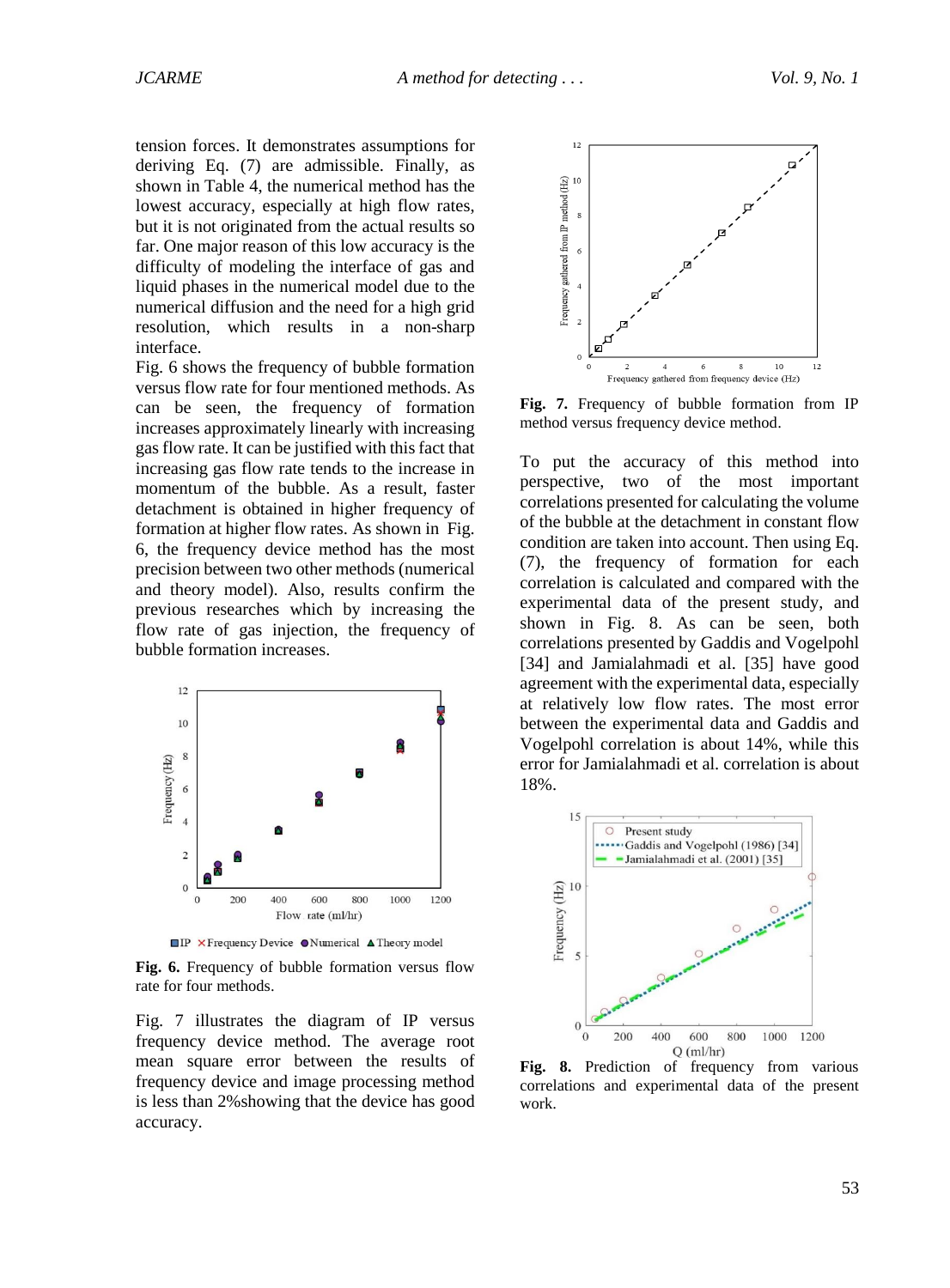tension forces. It demonstrates assumptions for deriving Eq. (7) are admissible. Finally, as shown in Table 4, the numerical method has the lowest accuracy, especially at high flow rates, but it is not originated from the actual results so far. One major reason of this low accuracy is the difficulty of modeling the interface of gas and liquid phases in the numerical model due to the numerical diffusion and the need for a high grid resolution, which results in a non-sharp interface.

Fig. 6 shows the frequency of bubble formation versus flow rate for four mentioned methods. As can be seen, the frequency of formation increases approximately linearly with increasing gas flow rate. It can be justified with this fact that increasing gas flow rate tends to the increase in momentum of the bubble. As a result, faster detachment is obtained in higher frequency of formation at higher flow rates. As shown in Fig. 6, the frequency device method has the most precision between two other methods (numerical and theory model). Also, results confirm the previous researches which by increasing the flow rate of gas injection, the frequency of bubble formation increases.

**Fig. 6.** Frequency of bubble formation versus flow rate for four methods.

Fig. 7 illustrates the diagram of IP versus frequency device method. The average root mean square error between the results of frequency device and image processing method is less than 2%showing that the device has good accuracy.

**Fig. 7.** Frequency of bubble formation from IP method versus frequency device method.

To put the accuracy of this method into perspective, two of the most important correlations presented for calculating the volume of the bubble at the detachment in constant flow condition are taken into account. Then using Eq. (7), the frequency of formation for each correlation is calculated and compared with the experimental data of the present study, and shown in Fig. 8. As can be seen, both correlations presented by Gaddis and Vogelpohl [34] and Jamialahmadi et al. [35] have good agreement with the experimental data, especially at relatively low flow rates. The most error between the experimental data and Gaddis and Vogelpohl correlation is about 14%, while this error for Jamialahmadi et al. correlation is about 18%.

**Fig. 8.** Prediction of frequency from various correlations and experimental data of the present work.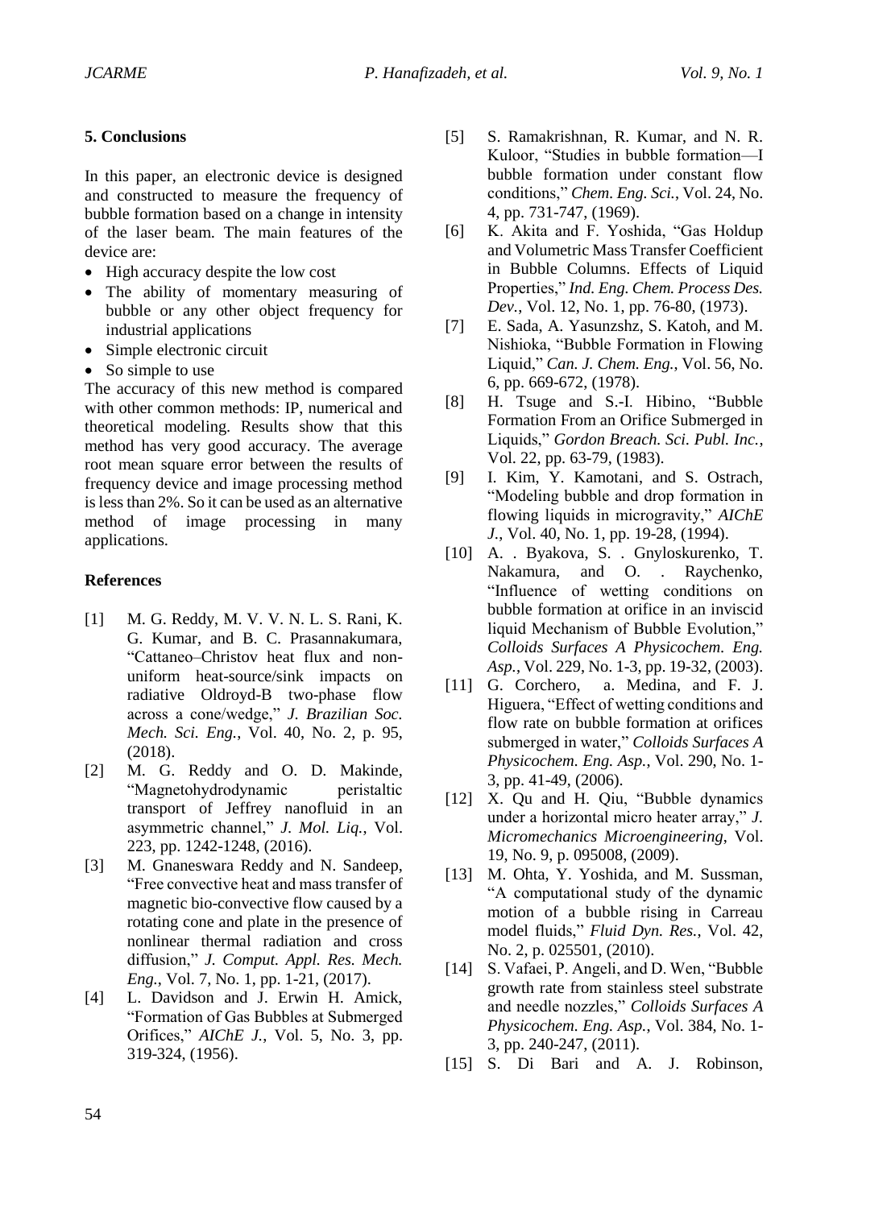## 5. Conclusions

In this paper, an electronic device is designed and constructed to measure the frequency of bubble formation based on a change in intensity of the laser beam. The main features of the device are:

- High accuracy despite the low cost
- The ability of momentary measuring of bubble or any other object frequency for industrial applications
- Simple electronic circuit
- So simple to use

The accuracy of this new method is compared with other common methods: IP, numerical and theoretical modeling. Results show that this method has very good accuracy. The average root mean square error between the results of frequency device and image processing method is less than 2%. So it can be used as an alternative method of image processing in many applications.

## References

[1] M. G. Reddy, M. V. V. N. L. S. Rani, K. G. Kumar, and B. C. Prasannakumara, "Cattaneo–Christov heat flux and non-uniform heat-source/sink impacts on radiative Oldroyd-B two-phase flow across a cone/wedge," *J. Brazilian Soc. Mech. Sci. Eng.*, Vol. 40, No. 2, p. 95, (2018).

[2] M. G. Reddy and O. D. Makinde, "Magnetohydrodynamic peristaltic transport of Jeffrey nanofluid in an asymmetric channel," *J. Mol. Liq.*, Vol. 223, pp. 1242-1248, (2016).

[3] M. Gnaneswara Reddy and N. Sandeep, "Free convective heat and mass transfer of magnetic bio-convective flow caused by a rotating cone and plate in the presence of nonlinear thermal radiation and cross diffusion," *J. Comput. Appl. Res. Mech. Eng.*, Vol. 7, No. 1, pp. 1-21, (2017).

[4] L. Davidson and J. Erwin H. Amick, "Formation of Gas Bubbles at Submerged Orifices," *AIChE J.*, Vol. 5, No. 3, pp. 319-324, (1956).

[5] S. Ramakrishnan, R. Kumar, and N. R. Kuloor, "Studies in bubble formation—I bubble formation under constant flow conditions," *Chem. Eng. Sci.*, Vol. 24, No. 4, pp. 731-747, (1969).

[6] K. Akita and F. Yoshida, "Gas Holdup and Volumetric Mass Transfer Coefficient in Bubble Columns. Effects of Liquid Properties," *Ind. Eng. Chem. Process Des. Dev.*, Vol. 12, No. 1, pp. 76-80, (1973).

[7] E. Sada, A. Yasunzshz, S. Katoh, and M. Nishioka, "Bubble Formation in Flowing Liquid," *Can. J. Chem. Eng.*, Vol. 56, No. 6, pp. 669-672, (1978).

[8] H. Tsuge and S.-I. Hibino, "Bubble Formation From an Orifice Submerged in Liquids," *Gordon Breach. Sci. Publ. Inc.*, Vol. 22, pp. 63-79, (1983).

[9] I. Kim, Y. Kamotani, and S. Ostrach, "Modeling bubble and drop formation in flowing liquids in microgravity," *AIChE J.*, Vol. 40, No. 1, pp. 19-28, (1994).

[10] A. . Byakova, S. . Gnyloskurenko, T. Nakamura, and O. . Raychenko, "Influence of wetting conditions on bubble formation at orifice in an inviscid liquid Mechanism of Bubble Evolution," *Colloids Surfaces A Physicochem. Eng. Asp.*, Vol. 229, No. 1-3, pp. 19-32, (2003).

[11] G. Corchero, a. Medina, and F. J. Higuera, "Effect of wetting conditions and flow rate on bubble formation at orifices submerged in water," *Colloids Surfaces A Physicochem. Eng. Asp.*, Vol. 290, No. 1-3, pp. 41-49, (2006).

[12] X. Qu and H. Qiu, "Bubble dynamics under a horizontal micro heater array," *J. Micromechanics Microengineering*, Vol. 19, No. 9, p. 095008, (2009).

[13] M. Ohta, Y. Yoshida, and M. Sussman, "A computational study of the dynamic motion of a bubble rising in Carreau model fluids," *Fluid Dyn. Res.*, Vol. 42, No. 2, p. 025501, (2010).

[14] S. Vafaei, P. Angeli, and D. Wen, "Bubble growth rate from stainless steel substrate and needle nozzles," *Colloids Surfaces A Physicochem. Eng. Asp.*, Vol. 384, No. 1-3, pp. 240-247, (2011).

[15] S. Di Bari and A. J. Robinson,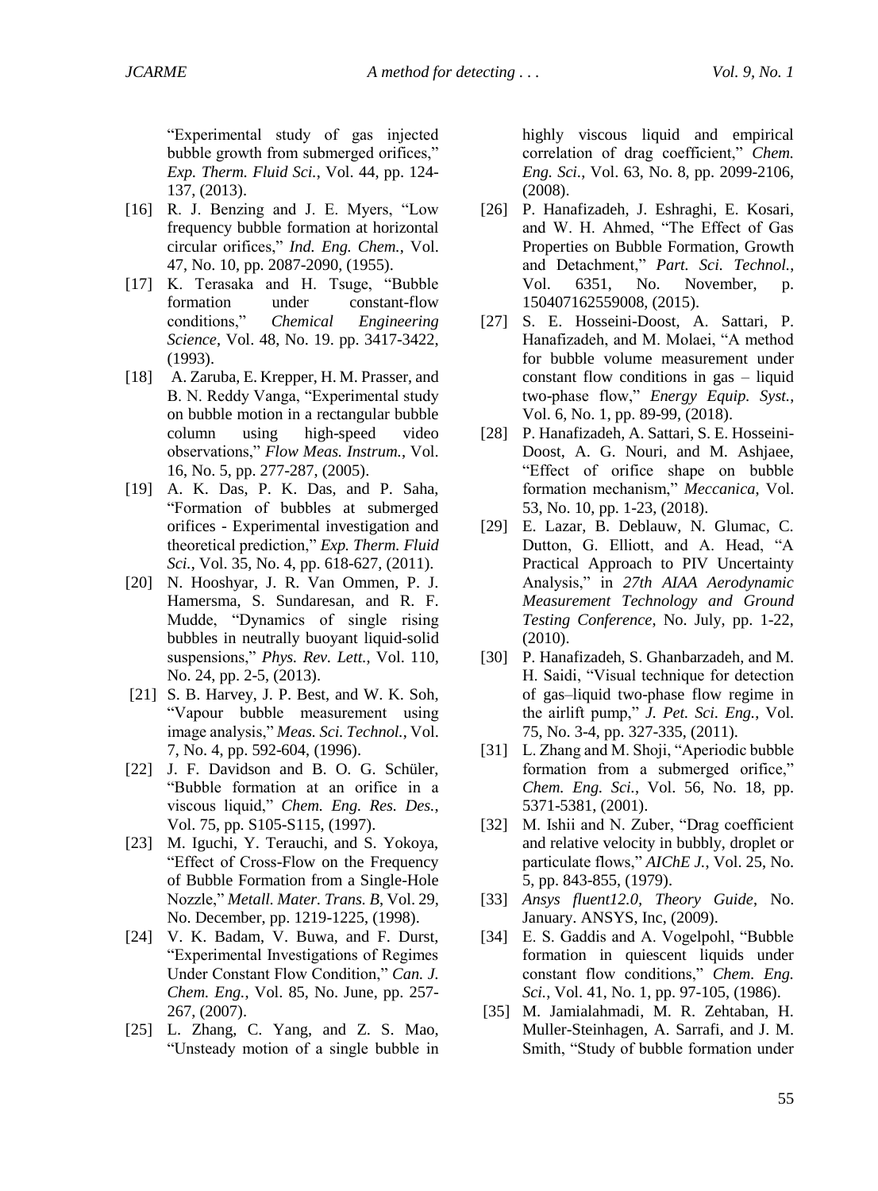"Experimental study of gas injected bubble growth from submerged orifices," *Exp. Therm. Fluid Sci.*, Vol. 44, pp. 124-137, (2013).

[16] R. J. Benzing and J. E. Myers, "Low frequency bubble formation at horizontal circular orifices," *Ind. Eng. Chem.*, Vol. 47, No. 10, pp. 2087-2090, (1955).

[17] K. Terasaka and H. Tsuge, "Bubble formation under constant-flow conditions," *Chemical Engineering Science*, Vol. 48, No. 19. pp. 3417-3422, (1993).

[18] A. Zaruba, E. Krepper, H. M. Prasser, and B. N. Reddy Vanga, "Experimental study on bubble motion in a rectangular bubble column using high-speed video observations," *Flow Meas. Instrum.*, Vol. 16, No. 5, pp. 277-287, (2005).

[19] A. K. Das, P. K. Das, and P. Saha, "Formation of bubbles at submerged orifices - Experimental investigation and theoretical prediction," *Exp. Therm. Fluid Sci.*, Vol. 35, No. 4, pp. 618-627, (2011).

[20] N. Hooshyar, J. R. Van Ommen, P. J. Hamersma, S. Sundaresan, and R. F. Mudde, "Dynamics of single rising bubbles in neutrally buoyant liquid-solid suspensions," *Phys. Rev. Lett.*, Vol. 110, No. 24, pp. 2-5, (2013).

[21] S. B. Harvey, J. P. Best, and W. K. Soh, "Vapour bubble measurement using image analysis," *Meas. Sci. Technol.*, Vol. 7, No. 4, pp. 592-604, (1996).

[22] J. F. Davidson and B. O. G. Schüler, "Bubble formation at an orifice in a viscous liquid," *Chem. Eng. Res. Des.*, Vol. 75, pp. S105-S115, (1997).

[23] M. Iguchi, Y. Terauchi, and S. Yokoya, "Effect of Cross-Flow on the Frequency of Bubble Formation from a Single-Hole Nozzle," *Metall. Mater. Trans. B*, Vol. 29, No. December, pp. 1219-1225, (1998).

[24] V. K. Badam, V. Buwa, and F. Durst, "Experimental Investigations of Regimes Under Constant Flow Condition," *Can. J. Chem. Eng.*, Vol. 85, No. June, pp. 257-267, (2007).

[25] L. Zhang, C. Yang, and Z. S. Mao, "Unsteady motion of a single bubble in highly viscous liquid and empirical correlation of drag coefficient," *Chem. Eng. Sci.*, Vol. 63, No. 8, pp. 2099-2106, (2008).

[26] P. Hanafizadeh, J. Eshraghi, E. Kosari, and W. H. Ahmed, "The Effect of Gas Properties on Bubble Formation, Growth and Detachment," *Part. Sci. Technol.*, Vol. 6351, No. November, p. 150407162559008, (2015).

[27] S. E. Hosseini-Doost, A. Sattari, P. Hanafizadeh, and M. Molaei, "A method for bubble volume measurement under constant flow conditions in gas – liquid two-phase flow," *Energy Equip. Syst.*, Vol. 6, No. 1, pp. 89-99, (2018).

[28] P. Hanafizadeh, A. Sattari, S. E. Hosseini-Doost, A. G. Nouri, and M. Ashjaee, "Effect of orifice shape on bubble formation mechanism," *Meccanica*, Vol. 53, No. 10, pp. 1-23, (2018).

[29] E. Lazar, B. Deblauw, N. Glumac, C. Dutton, G. Elliott, and A. Head, "A Practical Approach to PIV Uncertainty Analysis," in *27th AIAA Aerodynamic Measurement Technology and Ground Testing Conference*, No. July, pp. 1-22, (2010).

[30] P. Hanafizadeh, S. Ghanbarzadeh, and M. H. Saidi, "Visual technique for detection of gas–liquid two-phase flow regime in the airlift pump," *J. Pet. Sci. Eng.*, Vol. 75, No. 3-4, pp. 327-335, (2011).

[31] L. Zhang and M. Shoji, "Aperiodic bubble formation from a submerged orifice," *Chem. Eng. Sci.*, Vol. 56, No. 18, pp. 5371-5381, (2001).

[32] M. Ishii and N. Zuber, "Drag coefficient and relative velocity in bubbly, droplet or particulate flows," *AIChE J.*, Vol. 25, No. 5, pp. 843-855, (1979).

[33] *Ansys fluent12.0, Theory Guide*, No. January. ANSYS, Inc, (2009).

[34] E. S. Gaddis and A. Vogelpohl, "Bubble formation in quiescent liquids under constant flow conditions," *Chem. Eng. Sci.*, Vol. 41, No. 1, pp. 97-105, (1986).

[35] M. Jamialahmadi, M. R. Zehtaban, H. Muller-Steinhagen, A. Sarrafi, and J. M. Smith, "Study of bubble formation under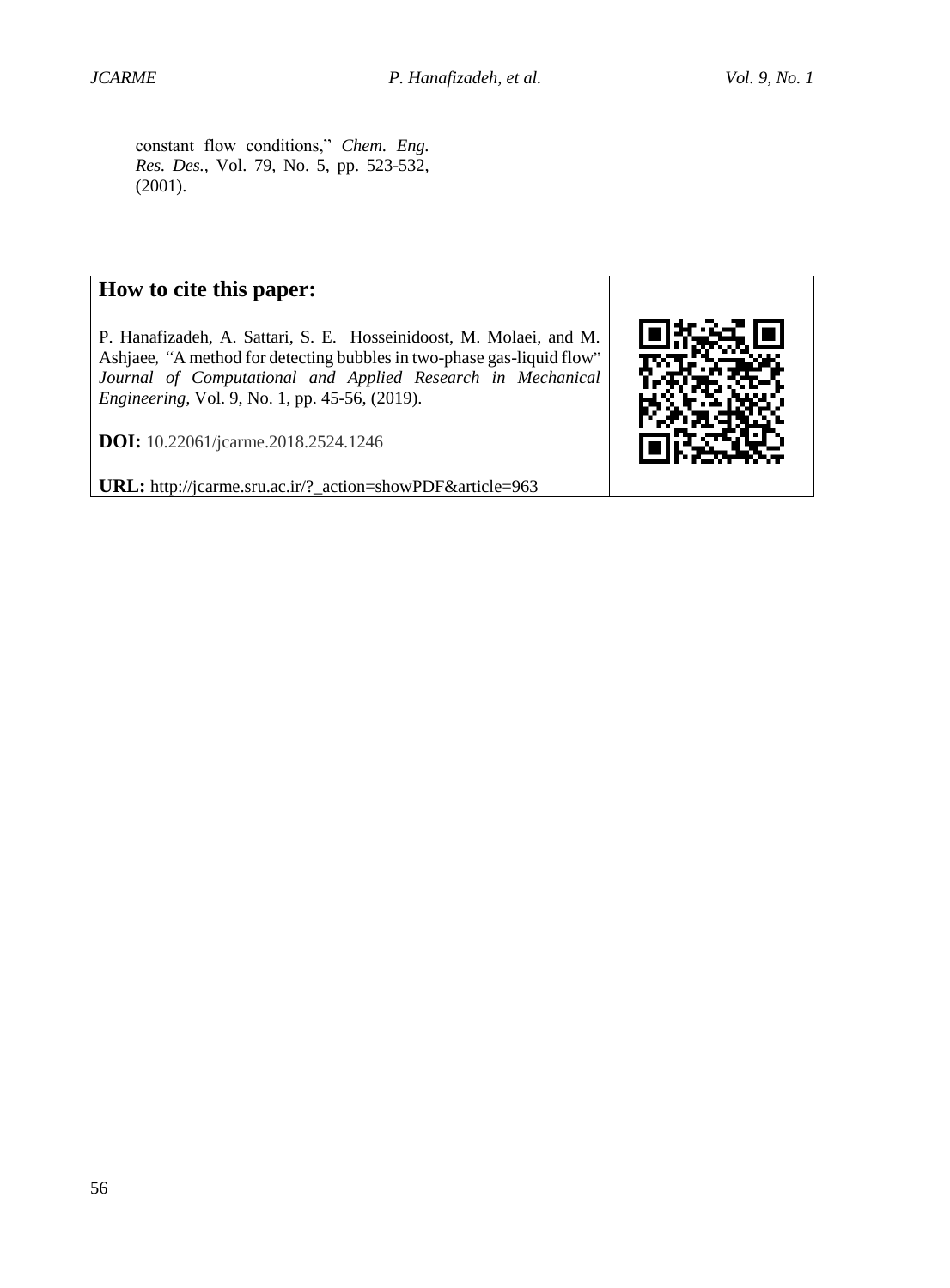constant flow conditions," *Chem. Eng. Res. Des.*, Vol. 79, No. 5, pp. 523-532, (2001).

## How to cite this paper:

P. Hanafizadeh, A. Sattari, S. E. Hosseinidoost, M. Molaei, and M. Ashjaee, "A method for detecting bubbles in two-phase gas-liquid flow" *Journal of Computational and Applied Research in Mechanical Engineering*, Vol. 9, No. 1, pp. 45-56, (2019).

**DOI:** 10.22061/jcarme.2018.2524.1246

**URL:** http://jcarme.sru.ac.ir/?_action=showPDF&article=963